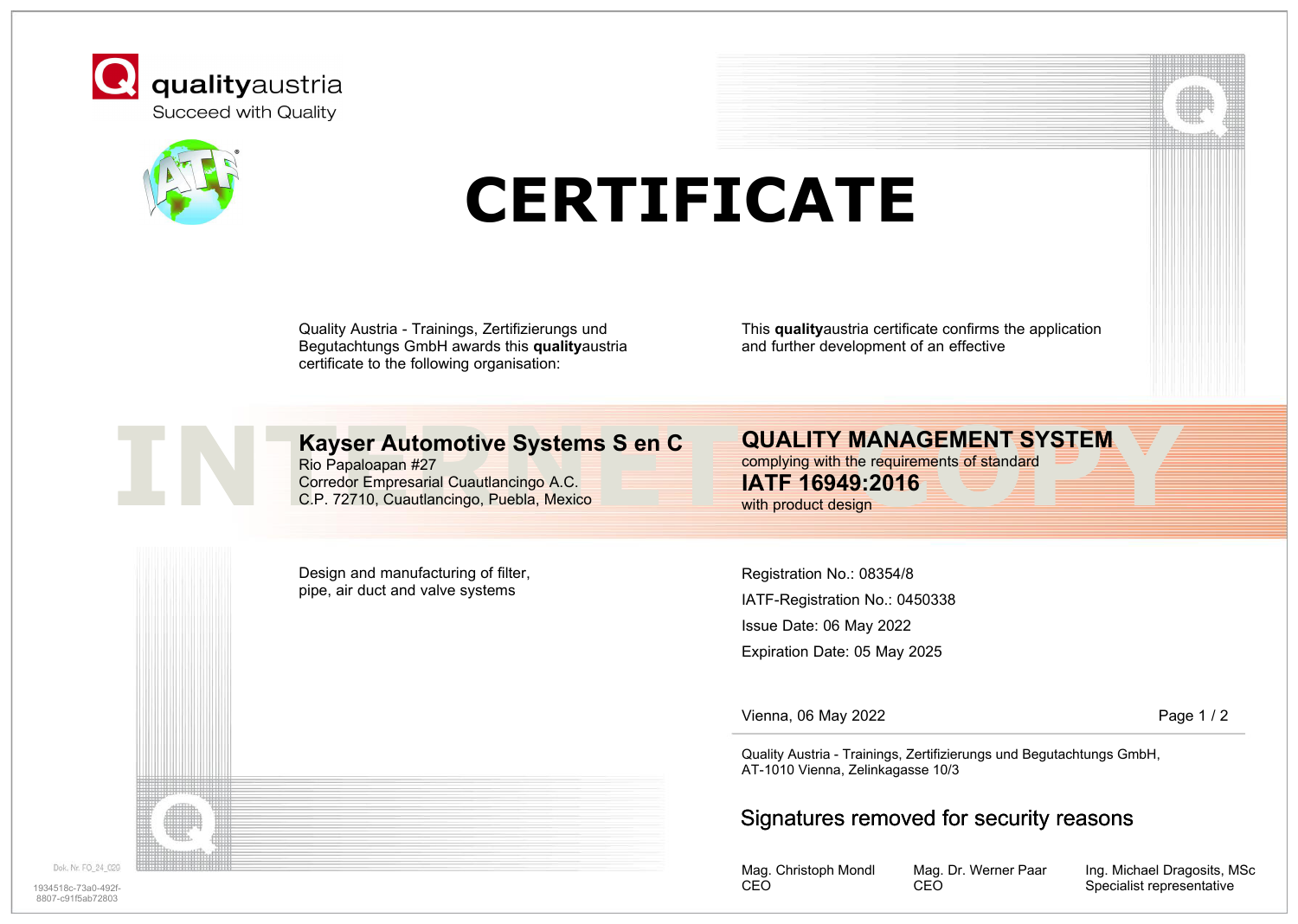qualityaustria

Succeed with Quality

# CERTIFICATE

Quality Austria - Trainings, Zertifizierungs und Begutachtungs GmbH awards this **quality**austria certificate to the following organisation:

## Kayser Automotive Systems S en C

Rio Papaloapan #27
Corredor Empresarial Cuautlancingo A.C.
C.P. 72710, Cuautlancingo, Puebla, Mexico

Design and manufacturing of filter, pipe, air duct and valve systems

This **quality**austria certificate confirms the application and further development of an effective

## QUALITY MANAGEMENT SYSTEM

complying with the requirements of standard

**IATF 16949:2016**

with product design

INTERNET COPY

Registration No.: 08354/8

IATF-Registration No.: 0450338

Issue Date: 06 May 2022

Expiration Date: 05 May 2025

Vienna, 06 May 2022

Quality Austria - Trainings, Zertifizierungs und Begutachtungs GmbH,
AT-1010 Vienna, Zelinkagasse 10/3

Signatures removed for security reasons

| Mag. Christoph Mondl | Mag. Dr. Werner Paar | Ing. Michael Dragosits, MSc |
| --- | --- | --- |
| CEO | CEO | Specialist representative |

Dok. Nr. FO_24_029

1934518c-73a0-492f-8807-c91f5ab72803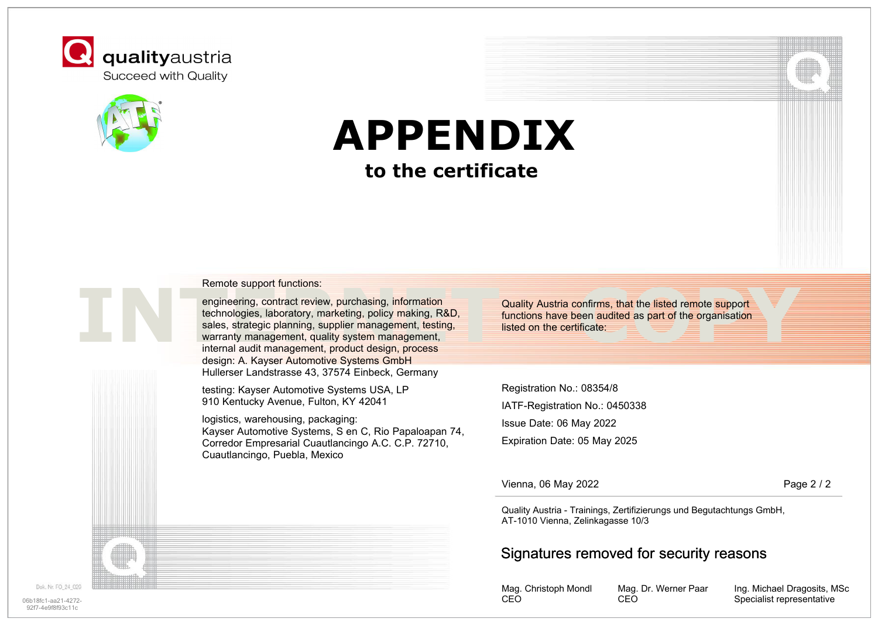qualityaustria
Succeed with Quality

# APPENDIX

## to the certificate

Remote support functions:

engineering, contract review, purchasing, information technologies, laboratory, marketing, policy making, R&D, sales, strategic planning, supplier management, testing, warranty management, quality system management, internal audit management, product design, process design: A. Kayser Automotive Systems GmbH
Hullerser Landstrasse 43, 37574 Einbeck, Germany

testing: Kayser Automotive Systems USA, LP
910 Kentucky Avenue, Fulton, KY 42041

logistics, warehousing, packaging:
Kayser Automotive Systems, S en C, Rio Papaloapan 74, Corredor Empresarial Cuautlancingo A.C. C.P. 72710, Cuautlancingo, Puebla, Mexico

Quality Austria confirms, that the listed remote support functions have been audited as part of the organisation listed on the certificate:

Registration No.: 08354/8

IATF-Registration No.: 0450338

Issue Date: 06 May 2022

Expiration Date: 05 May 2025

Vienna, 06 May 2022

Quality Austria - Trainings, Zertifizierungs und Begutachtungs GmbH,
AT-1010 Vienna, Zelinkagasse 10/3

Signatures removed for security reasons

| | | |
|---|---|---|
| Mag. Christoph Mondl<br>CEO | Mag. Dr. Werner Paar<br>CEO | Ing. Michael Dragosits, MSc<br>Specialist representative |

Dok. Nr. FO_24_020

06b18fc1-aa21-4272-92f7-4e9f8f93c11c